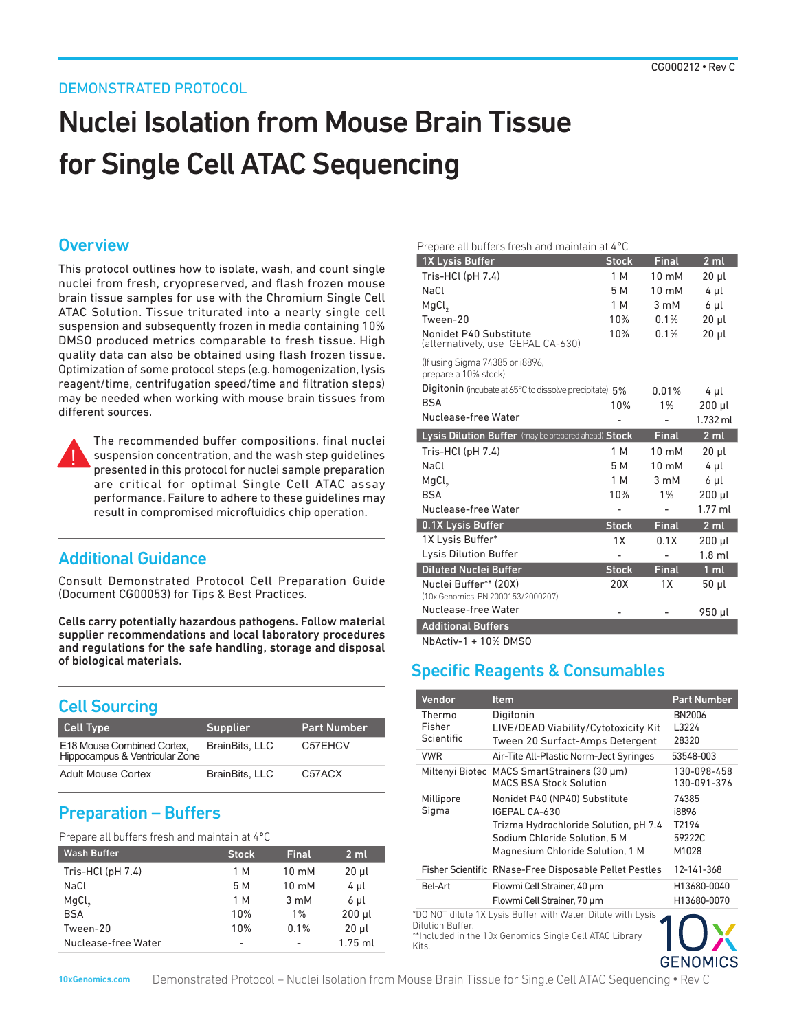DEMONSTRATED PROTOCOL

CG000212 • Rev C

# Nuclei Isolation from Mouse Brain Tissue for Single Cell ATAC Sequencing

## Overview

This protocol outlines how to isolate, wash, and count single nuclei from fresh, cryopreserved, and flash frozen mouse brain tissue samples for use with the Chromium Single Cell ATAC Solution. Tissue triturated into a nearly single cell suspension and subsequently frozen in media containing 10% DMSO produced metrics comparable to fresh tissue. High quality data can also be obtained using flash frozen tissue. Optimization of some protocol steps (e.g. homogenization, lysis reagent/time, centrifugation speed/time and filtration steps) may be needed when working with mouse brain tissues from different sources.

The recommended buffer compositions, final nuclei suspension concentration, and the wash step guidelines presented in this protocol for nuclei sample preparation are critical for optimal Single Cell ATAC assay performance. Failure to adhere to these guidelines may result in compromised microfluidics chip operation.

## Additional Guidance

Consult Demonstrated Protocol Cell Preparation Guide (Document CG00053) for Tips & Best Practices.

**Cells carry potentially hazardous pathogens. Follow material supplier recommendations and local laboratory procedures and regulations for the safe handling, storage and disposal of biological materials.**

## Cell Sourcing

| Cell Type | Supplier | Part Number |
|---|---|---|
| E18 Mouse Combined Cortex, Hippocampus & Ventricular Zone | BrainBits, LLC | C57EHCV |
| Adult Mouse Cortex | BrainBits, LLC | C57ACX |

## Preparation – Buffers

Prepare all buffers fresh and maintain at 4°C

| Wash Buffer | Stock | Final | 2 ml |
|---|---|---|---|
| Tris-HCl (pH 7.4) | 1 M | 10 mM | 20 µl |
| NaCl | 5 M | 10 mM | 4 µl |
| $MgCl_2$ | 1 M | 3 mM | 6 µl |
| BSA | 10% | 1% | 200 µl |
| Tween-20 | 10% | 0.1% | 20 µl |
| Nuclease-free Water | - | - | 1.75 ml |

Prepare all buffers fresh and maintain at 4°C

| 1X Lysis Buffer | Stock | Final | 2 ml |
|---|---|---|---|
| Tris-HCl (pH 7.4) | 1 M | 10 mM | 20 µl |
| NaCl | 5 M | 10 mM | 4 µl |
| $MgCl_2$ | 1 M | 3 mM | 6 µl |
| Tween-20 | 10% | 0.1% | 20 µl |
| Nonidet P40 Substitute (alternatively, use IGEPAL CA-630) (If using Sigma 74385 or i8896, prepare a 10% stock) | 10% | 0.1% | 20 µl |
| Digitonin (incubate at 65°C to dissolve precipitate) | 5% | 0.01% | 4 µl |
| BSA | 10% | 1% | 200 µl |
| Nuclease-free Water | - | - | 1.732 ml |

| Lysis Dilution Buffer (may be prepared ahead) | Stock | Final | 2 ml |
|---|---|---|---|
| Tris-HCl (pH 7.4) | 1 M | 10 mM | 20 µl |
| NaCl | 5 M | 10 mM | 4 µl |
| $MgCl_2$ | 1 M | 3 mM | 6 µl |
| BSA | 10% | 1% | 200 µl |
| Nuclease-free Water | - | - | 1.77 ml |

| 0.1X Lysis Buffer | Stock | Final | 2 ml |
|---|---|---|---|
| 1X Lysis Buffer* | 1X | 0.1X | 200 µl |
| Lysis Dilution Buffer | - | - | 1.8 ml |

| Diluted Nuclei Buffer | Stock | Final | 1 ml |
|---|---|---|---|
| Nuclei Buffer** (20X) (10x Genomics, PN 2000153/2000207) | 20X | 1X | 50 µl |
| Nuclease-free Water | - | - | 950 µl |

| Additional Buffers |
|---|
| NbActiv-1 + 10% DMSO |

## Specific Reagents & Consumables

| Vendor | Item | Part Number |
|---|---|---|
| Thermo Fisher Scientific | Digitonin | BN2006 |
| | LIVE/DEAD Viability/Cytotoxicity Kit | L3224 |
| | Tween 20 Surfact-Amps Detergent | 28320 |
| VWR | Air-Tite All-Plastic Norm-Ject Syringes | 53548-003 |
| Miltenyi Biotec | MACS SmartStrainers (30 µm) | 130-098-458 |
| | MACS BSA Stock Solution | 130-091-376 |
| Millipore Sigma | Nonidet P40 (NP40) Substitute | 74385 |
| | IGEPAL CA-630 | i8896 |
| | Trizma Hydrochloride Solution, pH 7.4 | T2194 |
| | Sodium Chloride Solution, 5 M | 59222C |
| | Magnesium Chloride Solution, 1 M | M1028 |
| Fisher Scientific | RNase-Free Disposable Pellet Pestles | 12-141-368 |
| Bel-Art | Flowmi Cell Strainer, 40 µm | H13680-0040 |
| | Flowmi Cell Strainer, 70 µm | H13680-0070 |

*DO NOT dilute 1X Lysis Buffer with Water. Dilute with Lysis Dilution Buffer.
**Included in the 10x Genomics Single Cell ATAC Library Kits.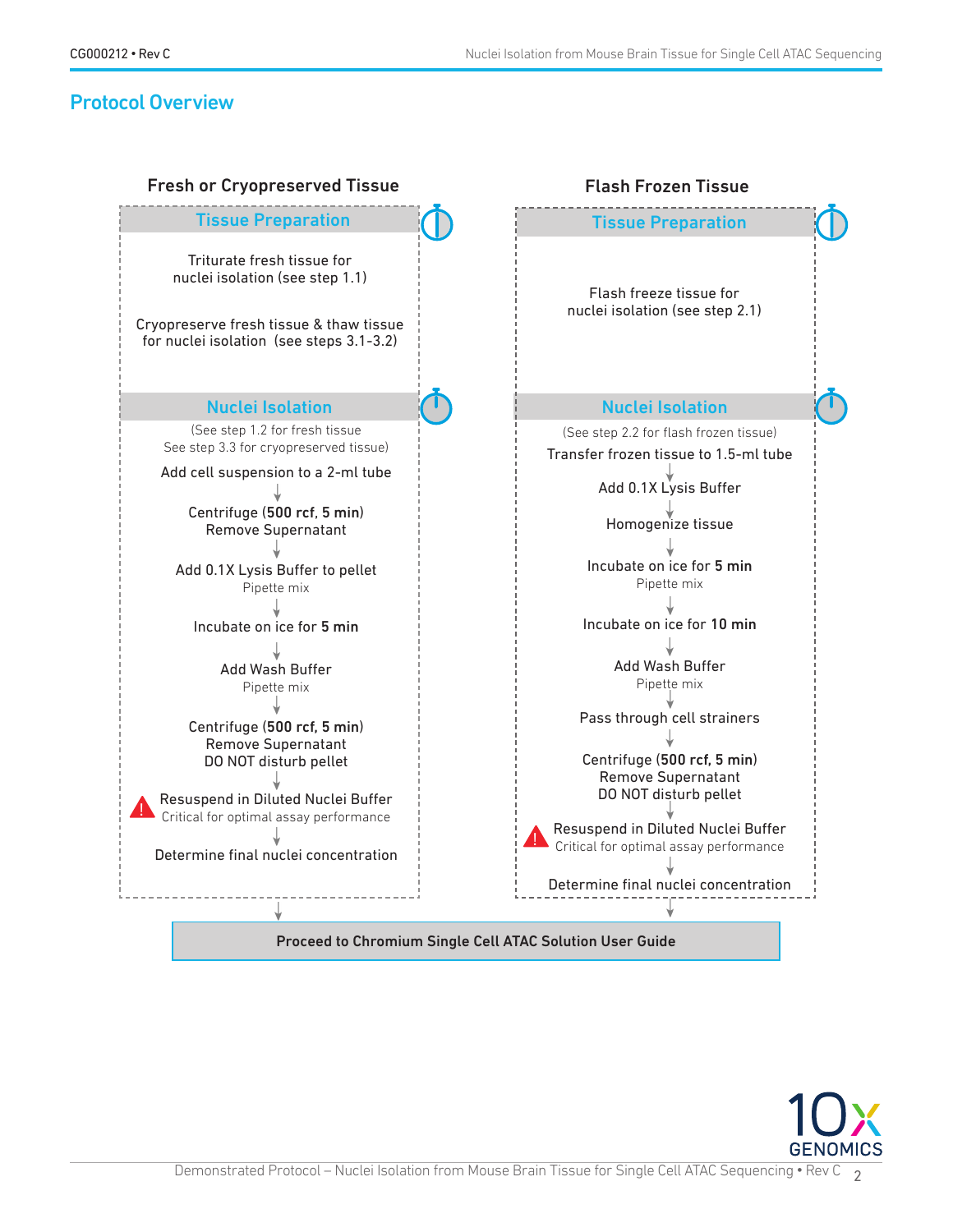## Protocol Overview

### Fresh or Cryopreserved Tissue

**Tissue Preparation**

Triturate fresh tissue for nuclei isolation (see step 1.1)

Cryopreserve fresh tissue & thaw tissue for nuclei isolation (see steps 3.1-3.2)

**Nuclei Isolation**

(See step 1.2 for fresh tissue
See step 3.3 for cryopreserved tissue)

Add cell suspension to a 2-ml tube

↓

Centrifuge (**500 rcf, 5 min**)
Remove Supernatant

↓

Add 0.1X Lysis Buffer to pellet
Pipette mix

↓

Incubate on ice for **5 min**

↓

Add Wash Buffer
Pipette mix

↓

Centrifuge (**500 rcf, 5 min**)
Remove Supernatant
DO NOT disturb pellet

↓

Resuspend in Diluted Nuclei Buffer
Critical for optimal assay performance

↓

Determine final nuclei concentration

### Flash Frozen Tissue

**Tissue Preparation**

Flash freeze tissue for nuclei isolation (see step 2.1)

**Nuclei Isolation**

(See step 2.2 for flash frozen tissue)

Transfer frozen tissue to 1.5-ml tube

↓

Add 0.1X Lysis Buffer

↓

Homogenize tissue

↓

Incubate on ice for **5 min**
Pipette mix

↓

Incubate on ice for **10 min**

↓

Add Wash Buffer
Pipette mix

↓

Pass through cell strainers

↓

Centrifuge (**500 rcf, 5 min**)
Remove Supernatant
DO NOT disturb pellet

↓

Resuspend in Diluted Nuclei Buffer
Critical for optimal assay performance

↓

Determine final nuclei concentration

---

**Proceed to Chromium Single Cell ATAC Solution User Guide**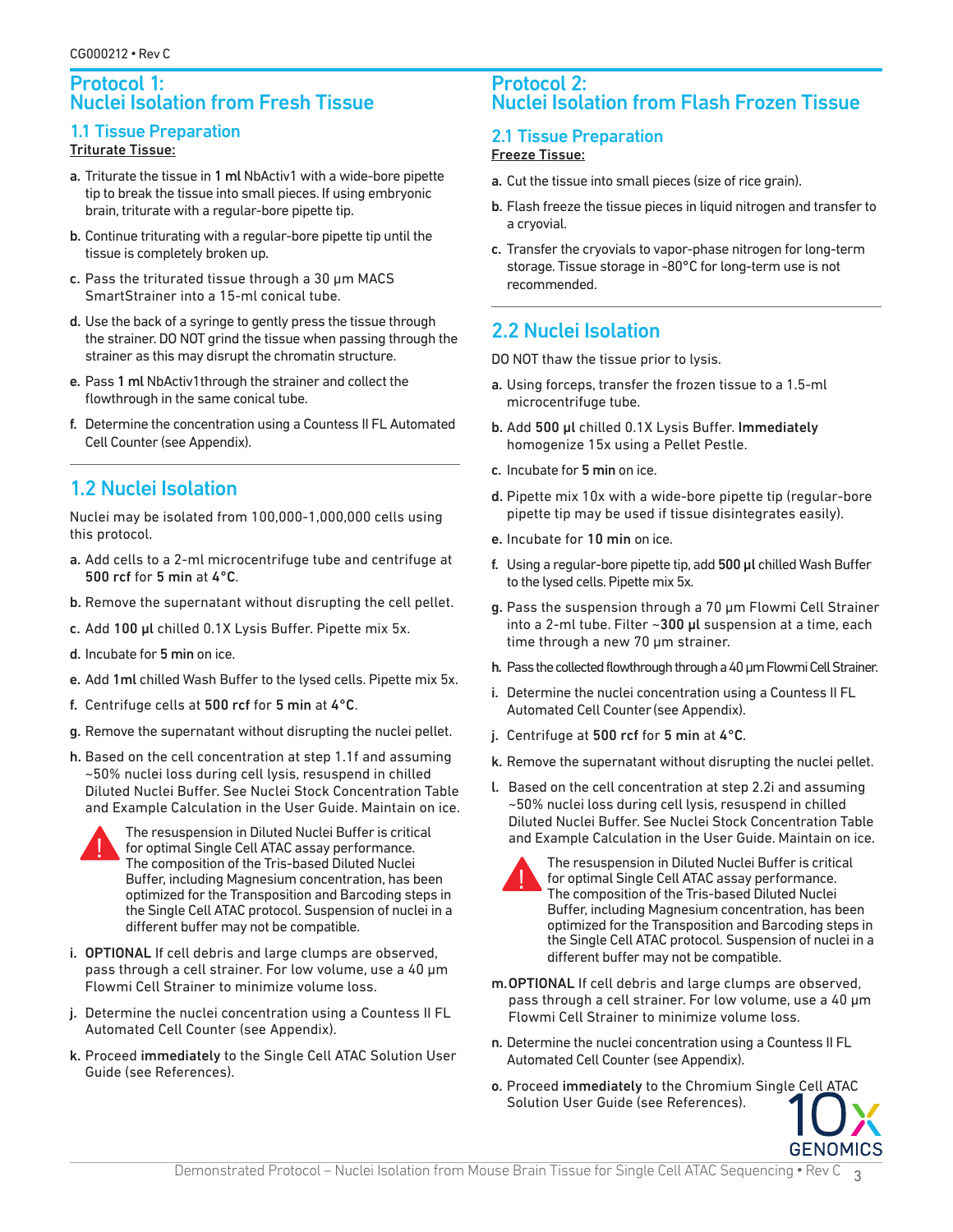# Protocol 1: Nuclei Isolation from Fresh Tissue

## 1.1 Tissue Preparation

**Triturate Tissue:**

a. Triturate the tissue in **1 ml** NbActiv1 with a wide-bore pipette tip to break the tissue into small pieces. If using embryonic brain, triturate with a regular-bore pipette tip.

b. Continue triturating with a regular-bore pipette tip until the tissue is completely broken up.

c. Pass the triturated tissue through a 30 µm MACS SmartStrainer into a 15-ml conical tube.

d. Use the back of a syringe to gently press the tissue through the strainer. DO NOT grind the tissue when passing through the strainer as this may disrupt the chromatin structure.

e. Pass **1 ml** NbActiv1 through the strainer and collect the flowthrough in the same conical tube.

f. Determine the concentration using a Countess II FL Automated Cell Counter (see Appendix).

## 1.2 Nuclei Isolation

Nuclei may be isolated from 100,000-1,000,000 cells using this protocol.

a. Add cells to a 2-ml microcentrifuge tube and centrifuge at **500 rcf** for **5 min** at **4°C**.

b. Remove the supernatant without disrupting the cell pellet.

c. Add **100 µl** chilled 0.1X Lysis Buffer. Pipette mix 5x.

d. Incubate for **5 min** on ice.

e. Add **1ml** chilled Wash Buffer to the lysed cells. Pipette mix 5x.

f. Centrifuge cells at **500 rcf** for **5 min** at **4°C**.

g. Remove the supernatant without disrupting the nuclei pellet.

h. Based on the cell concentration at step 1.1f and assuming ~50% nuclei loss during cell lysis, resuspend in chilled Diluted Nuclei Buffer. See Nuclei Stock Concentration Table and Example Calculation in the User Guide. Maintain on ice.

> ! The resuspension in Diluted Nuclei Buffer is critical for optimal Single Cell ATAC assay performance. The composition of the Tris-based Diluted Nuclei Buffer, including Magnesium concentration, has been optimized for the Transposition and Barcoding steps in the Single Cell ATAC protocol. Suspension of nuclei in a different buffer may not be compatible.

i. **OPTIONAL** If cell debris and large clumps are observed, pass through a cell strainer. For low volume, use a 40 µm Flowmi Cell Strainer to minimize volume loss.

j. Determine the nuclei concentration using a Countess II FL Automated Cell Counter (see Appendix).

k. Proceed **immediately** to the Single Cell ATAC Solution User Guide (see References).

# Protocol 2: Nuclei Isolation from Flash Frozen Tissue

## 2.1 Tissue Preparation

**Freeze Tissue:**

a. Cut the tissue into small pieces (size of rice grain).

b. Flash freeze the tissue pieces in liquid nitrogen and transfer to a cryovial.

c. Transfer the cryovials to vapor-phase nitrogen for long-term storage. Tissue storage in -80°C for long-term use is not recommended.

## 2.2 Nuclei Isolation

DO NOT thaw the tissue prior to lysis.

a. Using forceps, transfer the frozen tissue to a 1.5-ml microcentrifuge tube.

b. Add **500 µl** chilled 0.1X Lysis Buffer. **Immediately** homogenize 15x using a Pellet Pestle.

c. Incubate for **5 min** on ice.

d. Pipette mix 10x with a wide-bore pipette tip (regular-bore pipette tip may be used if tissue disintegrates easily).

e. Incubate for **10 min** on ice.

f. Using a regular-bore pipette tip, add **500 µl** chilled Wash Buffer to the lysed cells. Pipette mix 5x.

g. Pass the suspension through a 70 µm Flowmi Cell Strainer into a 2-ml tube. Filter ~**300 µl** suspension at a time, each time through a new 70 µm strainer.

h. Pass the collected flowthrough through a 40 µm Flowmi Cell Strainer.

i. Determine the nuclei concentration using a Countess II FL Automated Cell Counter (see Appendix).

j. Centrifuge at **500 rcf** for **5 min** at **4°C**.

k. Remove the supernatant without disrupting the nuclei pellet.

l. Based on the cell concentration at step 2.2i and assuming ~50% nuclei loss during cell lysis, resuspend in chilled Diluted Nuclei Buffer. See Nuclei Stock Concentration Table and Example Calculation in the User Guide. Maintain on ice.

> ! The resuspension in Diluted Nuclei Buffer is critical for optimal Single Cell ATAC assay performance. The composition of the Tris-based Diluted Nuclei Buffer, including Magnesium concentration, has been optimized for the Transposition and Barcoding steps in the Single Cell ATAC protocol. Suspension of nuclei in a different buffer may not be compatible.

m. **OPTIONAL** If cell debris and large clumps are observed, pass through a cell strainer. For low volume, use a 40 µm Flowmi Cell Strainer to minimize volume loss.

n. Determine the nuclei concentration using a Countess II FL Automated Cell Counter (see Appendix).

o. Proceed **immediately** to the Chromium Single Cell ATAC Solution User Guide (see References).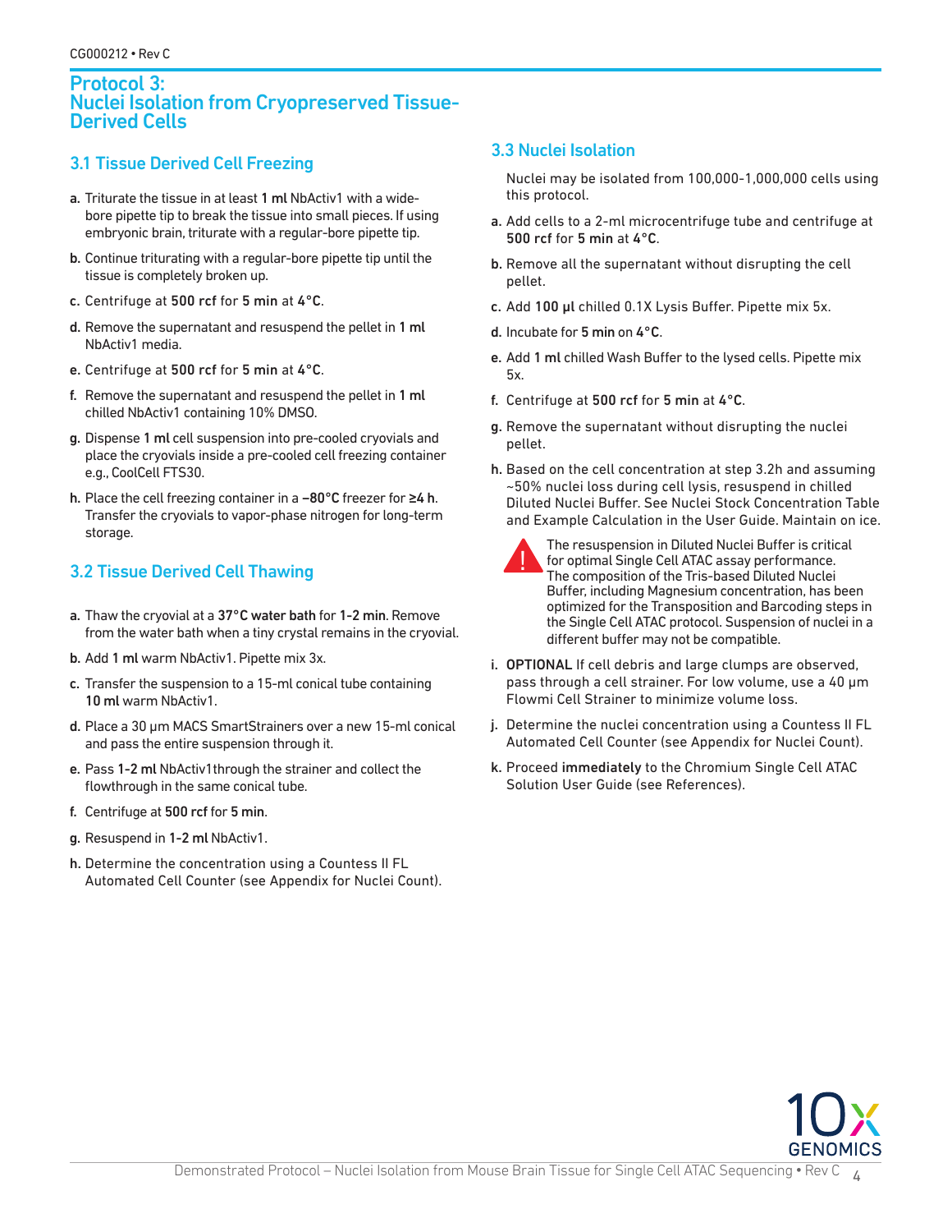# Protocol 3: Nuclei Isolation from Cryopreserved Tissue-Derived Cells

## 3.1 Tissue Derived Cell Freezing

a. Triturate the tissue in at least **1 ml** NbActiv1 with a wide-bore pipette tip to break the tissue into small pieces. If using embryonic brain, triturate with a regular-bore pipette tip.

b. Continue triturating with a regular-bore pipette tip until the tissue is completely broken up.

c. Centrifuge at **500 rcf** for **5 min** at **4°C**.

d. Remove the supernatant and resuspend the pellet in **1 ml** NbActiv1 media.

e. Centrifuge at **500 rcf** for **5 min** at **4°C**.

f. Remove the supernatant and resuspend the pellet in **1 ml** chilled NbActiv1 containing 10% DMSO.

g. Dispense **1 ml** cell suspension into pre-cooled cryovials and place the cryovials inside a pre-cooled cell freezing container e.g., CoolCell FTS30.

h. Place the cell freezing container in a **–80°C** freezer for **≥4 h**. Transfer the cryovials to vapor-phase nitrogen for long-term storage.

## 3.2 Tissue Derived Cell Thawing

a. Thaw the cryovial at a **37°C water bath** for **1-2 min**. Remove from the water bath when a tiny crystal remains in the cryovial.

b. Add **1 ml** warm NbActiv1. Pipette mix 3x.

c. Transfer the suspension to a 15-ml conical tube containing **10 ml** warm NbActiv1.

d. Place a 30 µm MACS SmartStrainers over a new 15-ml conical and pass the entire suspension through it.

e. Pass **1-2 ml** NbActiv1through the strainer and collect the flowthrough in the same conical tube.

f. Centrifuge at **500 rcf** for **5 min**.

g. Resuspend in **1-2 ml** NbActiv1.

h. Determine the concentration using a Countess II FL Automated Cell Counter (see Appendix for Nuclei Count).

## 3.3 Nuclei Isolation

Nuclei may be isolated from 100,000-1,000,000 cells using this protocol.

a. Add cells to a 2-ml microcentrifuge tube and centrifuge at **500 rcf** for **5 min** at **4°C**.

b. Remove all the supernatant without disrupting the cell pellet.

c. Add **100 µl** chilled 0.1X Lysis Buffer. Pipette mix 5x.

d. Incubate for **5 min** on **4°C**.

e. Add **1 ml** chilled Wash Buffer to the lysed cells. Pipette mix 5x.

f. Centrifuge at **500 rcf** for **5 min** at **4°C**.

g. Remove the supernatant without disrupting the nuclei pellet.

h. Based on the cell concentration at step 3.2h and assuming ~50% nuclei loss during cell lysis, resuspend in chilled Diluted Nuclei Buffer. See Nuclei Stock Concentration Table and Example Calculation in the User Guide. Maintain on ice.

> ! The resuspension in Diluted Nuclei Buffer is critical for optimal Single Cell ATAC assay performance. The composition of the Tris-based Diluted Nuclei Buffer, including Magnesium concentration, has been optimized for the Transposition and Barcoding steps in the Single Cell ATAC protocol. Suspension of nuclei in a different buffer may not be compatible.

i. **OPTIONAL** If cell debris and large clumps are observed, pass through a cell strainer. For low volume, use a 40 µm Flowmi Cell Strainer to minimize volume loss.

j. Determine the nuclei concentration using a Countess II FL Automated Cell Counter (see Appendix for Nuclei Count).

k. Proceed **immediately** to the Chromium Single Cell ATAC Solution User Guide (see References).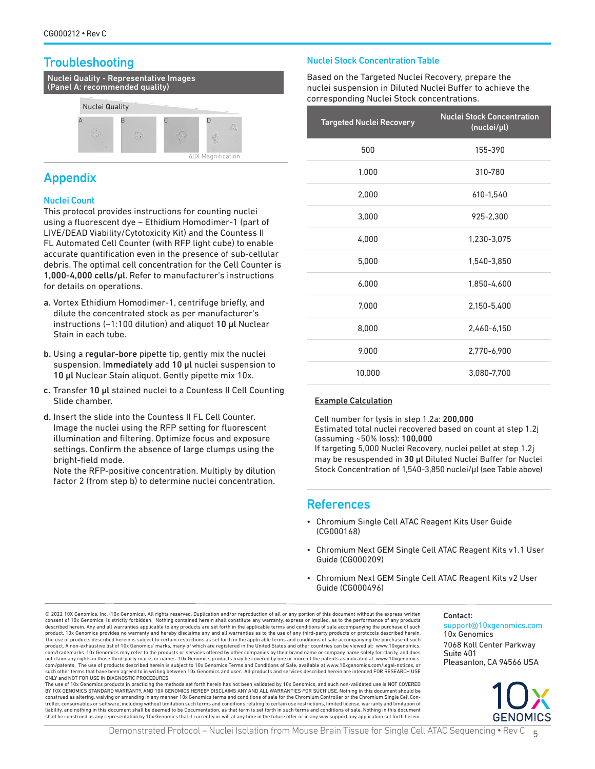# Troubleshooting

**Nuclei Quality - Representative Images (Panel A: recommended quality)**

Nuclei Quality

A B C D

60X Magnification

# Appendix

## Nuclei Count

This protocol provides instructions for counting nuclei using a fluorescent dye – Ethidium Homodimer-1 (part of LIVE/DEAD Viability/Cytotoxicity Kit) and the Countess II FL Automated Cell Counter (with RFP light cube) to enable accurate quantification even in the presence of sub-cellular debris. The optimal cell concentration for the Cell Counter is **1,000-4,000 cells/µl**. Refer to manufacturer's instructions for details on operations.

**a.** Vortex Ethidium Homodimer-1, centrifuge briefly, and dilute the concentrated stock as per manufacturer's instructions (~1:100 dilution) and aliquot **10 µl** Nuclear Stain in each tube.

**b.** Using a **regular-bore** pipette tip, gently mix the nuclei suspension. **Immediately** add **10 µl** nuclei suspension to **10 µl** Nuclear Stain aliquot. Gently pipette mix 10x.

**c.** Transfer **10 µl** stained nuclei to a Countess II Cell Counting Slide chamber.

**d.** Insert the slide into the Countess II FL Cell Counter. Image the nuclei using the RFP setting for fluorescent illumination and filtering. Optimize focus and exposure settings. Confirm the absence of large clumps using the bright-field mode.
Note the RFP-positive concentration. Multiply by dilution factor 2 (from step b) to determine nuclei concentration.

## Nuclei Stock Concentration Table

Based on the Targeted Nuclei Recovery, prepare the nuclei suspension in Diluted Nuclei Buffer to achieve the corresponding Nuclei Stock concentrations.

| Targeted Nuclei Recovery | Nuclei Stock Concentration (nuclei/µl) |
|---|---|
| 500 | 155-390 |
| 1,000 | 310-780 |
| 2,000 | 610-1,540 |
| 3,000 | 925-2,300 |
| 4,000 | 1,230-3,075 |
| 5,000 | 1,540-3,850 |
| 6,000 | 1,850-4,600 |
| 7,000 | 2,150-5,400 |
| 8,000 | 2,460-6,150 |
| 9,000 | 2,770-6,900 |
| 10,000 | 3,080-7,700 |

**Example Calculation**

Cell number for lysis in step 1.2a: **200,000**
Estimated total nuclei recovered based on count at step 1.2j (assuming ~50% loss): **100,000**
If targeting 5,000 Nuclei Recovery, nuclei pellet at step 1.2j may be resuspended in **30 µl** Diluted Nuclei Buffer for Nuclei Stock Concentration of 1,540-3,850 nuclei/µl (see Table above)

# References

- Chromium Single Cell ATAC Reagent Kits User Guide (CG000168)
- Chromium Next GEM Single Cell ATAC Reagent Kits v1.1 User Guide (CG000209)
- Chromium Next GEM Single Cell ATAC Reagent Kits v2 User Guide (CG000496)

© 2022 10X Genomics, Inc. (10x Genomics). All rights reserved. Duplication and/or reproduction of all or any portion of this document without the express written consent of 10x Genomics, is strictly forbidden. Nothing contained herein shall constitute any warranty, express or implied, as to the performance of any products described herein. Any and all warranties applicable to any products are set forth in the applicable terms and conditions of sale accompanying the purchase of such product. 10x Genomics provides no warranty and hereby disclaims any and all warranties as to the use of any third-party products or protocols described herein. The use of products described herein is subject to certain restrictions as set forth in the applicable terms and conditions of sale accompanying the purchase of such product. A non-exhaustive list of 10x Genomics' marks, many of which are registered in the United States and other countries can be viewed at: www.10xgenomics.com/trademarks. 10x Genomics may refer to the products or services offered by other companies by their brand name or company name solely for clarity, and does not claim any rights in those third-party marks or names. 10x Genomics products may be covered by one or more of the patents as indicated at: www.10xgenomics.com/patents. The use of products described herein is subject to 10x Genomics Terms and Conditions of Sale, available at www.10xgenomics.com/legal-notices, or such other terms that have been agreed to in writing between 10x Genomics and user. All products and services described herein are intended FOR RESEARCH USE ONLY and NOT FOR USE IN DIAGNOSTIC PROCEDURES.

The use of 10x Genomics products in practicing the methods set forth herein has not been validated by 10x Genomics, and such non-validated use is NOT COVERED BY 10X GENOMICS STANDARD WARRANTY, AND 10X GENOMICS HEREBY DISCLAIMS ANY AND ALL WARRANTIES FOR SUCH USE. Nothing in this document should be construed as altering, waiving or amending in any manner 10x Genomics terms and conditions of sale for the Chromium Controller or the Chromium Single Cell Controller, consumables or software, including without limitation such terms and conditions relating to certain use restrictions, limited license, warranty and limitation of liability, and nothing in this document shall be deemed to be Documentation, as that term is set forth in such terms and conditions of sale. Nothing in this document shall be construed as any representation by 10x Genomics that it currently or will at any time in the future offer or in any way support any application set forth herein.

**Contact:**
support@10xgenomics.com
10x Genomics
7068 Koll Center Parkway
Suite 401
Pleasanton, CA 94566 USA